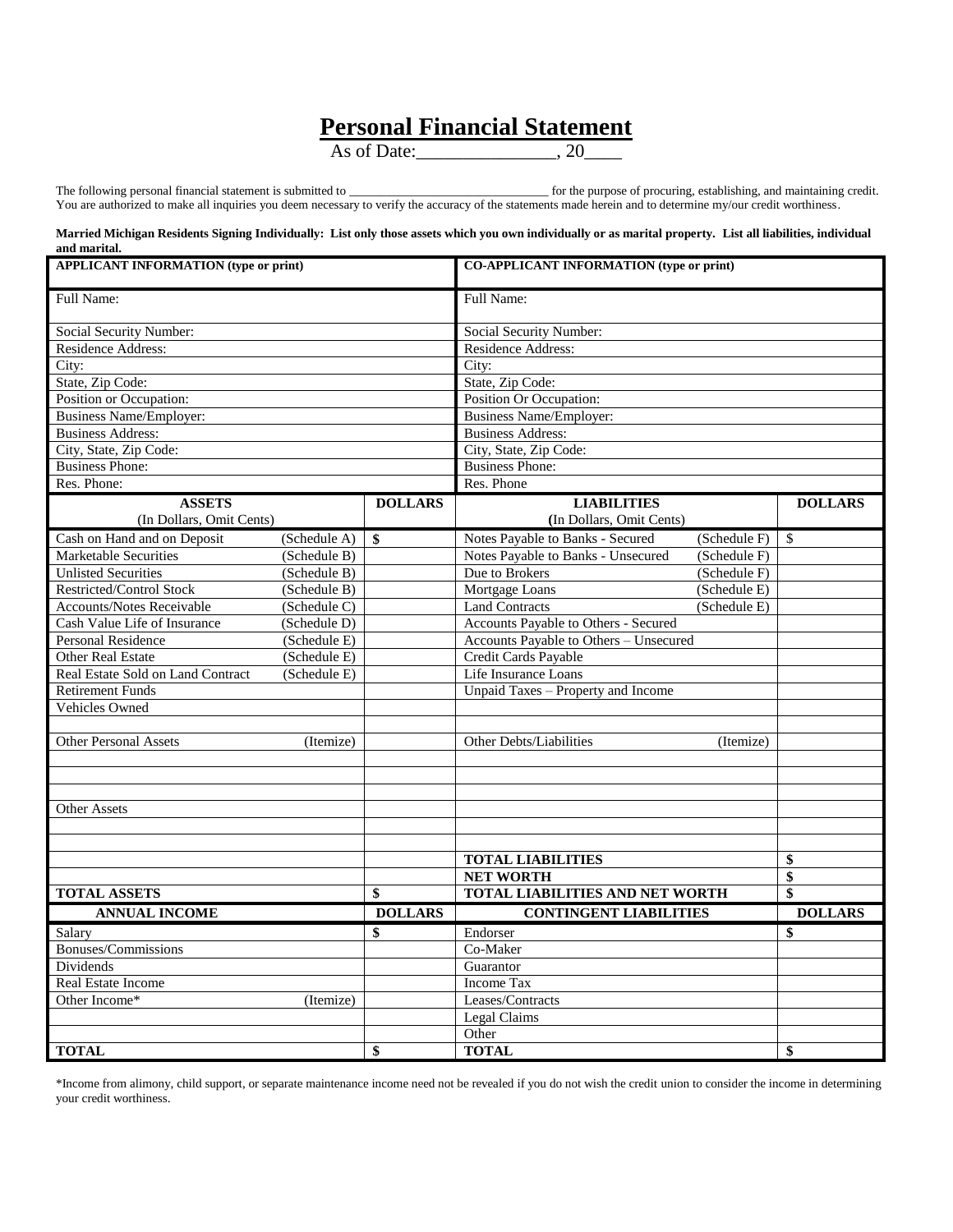# Personal Financial Statement

As of Date:_______________, 20____

The following personal financial statement is submitted to _________________________________ for the purpose of procuring, establishing, and maintaining credit. You are authorized to make all inquiries you deem necessary to verify the accuracy of the statements made herein and to determine my/our credit worthiness.

**Married Michigan Residents Signing Individually: List only those assets which you own individually or as marital property. List all liabilities, individual and marital.**

| APPLICANT INFORMATION (type or print) | CO-APPLICANT INFORMATION (type or print) |
|---|---|
| Full Name: | Full Name: |
| Social Security Number: | Social Security Number: |
| Residence Address: | Residence Address: |
| City: | City: |
| State, Zip Code: | State, Zip Code: |
| Position or Occupation: | Position Or Occupation: |
| Business Name/Employer: | Business Name/Employer: |
| Business Address: | Business Address: |
| City, State, Zip Code: | City, State, Zip Code: |
| Business Phone: | Business Phone: |
| Res. Phone: | Res. Phone |

| ASSETS (In Dollars, Omit Cents) | | DOLLARS | LIABILITIES (In Dollars, Omit Cents) | | DOLLARS |
|---|---|---|---|---|---|
| Cash on Hand and on Deposit | (Schedule A) | $ | Notes Payable to Banks - Secured | (Schedule F) | $ |
| Marketable Securities | (Schedule B) | | Notes Payable to Banks - Unsecured | (Schedule F) | |
| Unlisted Securities | (Schedule B) | | Due to Brokers | (Schedule F) | |
| Restricted/Control Stock | (Schedule B) | | Mortgage Loans | (Schedule E) | |
| Accounts/Notes Receivable | (Schedule C) | | Land Contracts | (Schedule E) | |
| Cash Value Life of Insurance | (Schedule D) | | Accounts Payable to Others - Secured | | |
| Personal Residence | (Schedule E) | | Accounts Payable to Others – Unsecured | | |
| Other Real Estate | (Schedule E) | | Credit Cards Payable | | |
| Real Estate Sold on Land Contract | (Schedule E) | | Life Insurance Loans | | |
| Retirement Funds | | | Unpaid Taxes – Property and Income | | |
| Vehicles Owned | | | | | |
| | | | | | |
| Other Personal Assets | (Itemize) | | Other Debts/Liabilities | (Itemize) | |
| | | | | | |
| | | | | | |
| | | | | | |
| Other Assets | | | | | |
| | | | | | |
| | | | | | |
| | | | **TOTAL LIABILITIES** | | **$** |
| | | | **NET WORTH** | | **$** |
| **TOTAL ASSETS** | | **$** | **TOTAL LIABILITIES AND NET WORTH** | | **$** |

| ANNUAL INCOME | | DOLLARS | CONTINGENT LIABILITIES | DOLLARS |
|---|---|---|---|---|
| Salary | | $ | Endorser | $ |
| Bonuses/Commissions | | | Co-Maker | |
| Dividends | | | Guarantor | |
| Real Estate Income | | | Income Tax | |
| Other Income* | (Itemize) | | Leases/Contracts | |
| | | | Legal Claims | |
| | | | Other | |
| **TOTAL** | | **$** | **TOTAL** | **$** |

*Income from alimony, child support, or separate maintenance income need not be revealed if you do not wish the credit union to consider the income in determining your credit worthiness.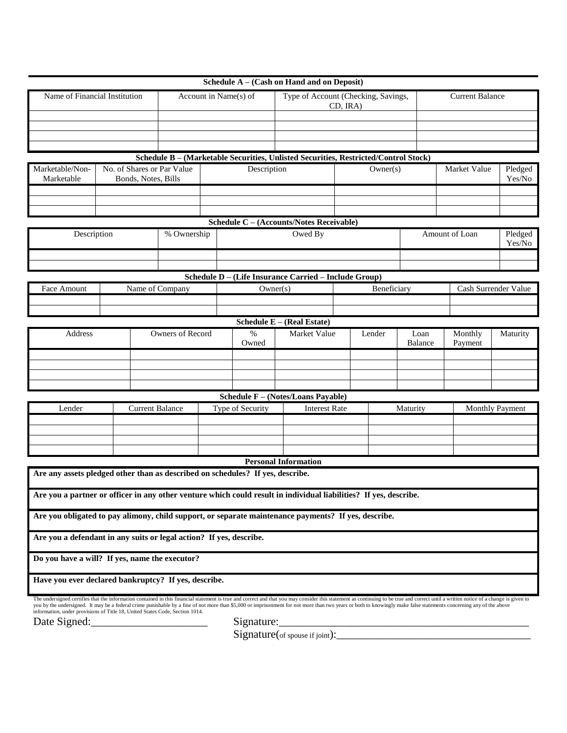### Schedule A – (Cash on Hand and on Deposit)

| Name of Financial Institution | Account in Name(s) of | Type of Account (Checking, Savings, CD, IRA) | Current Balance |
|---|---|---|---|
| | | | |
| | | | |
| | | | |
| | | | |

### Schedule B – (Marketable Securities, Unlisted Securities, Restricted/Control Stock)

| Marketable/Non-Marketable | No. of Shares or Par Value Bonds, Notes, Bills | Description | Owner(s) | Market Value | Pledged Yes/No |
|---|---|---|---|---|---|
| | | | | | |
| | | | | | |
| | | | | | |

### Schedule C – (Accounts/Notes Receivable)

| Description | % Ownership | Owed By | Amount of Loan | Pledged Yes/No |
|---|---|---|---|---|
| | | | | |
| | | | | |

### Schedule D – (Life Insurance Carried – Include Group)

| Face Amount | Name of Company | Owner(s) | Beneficiary | Cash Surrender Value |
|---|---|---|---|---|
| | | | | |
| | | | | |

### Schedule E – (Real Estate)

| Address | Owners of Record | % Owned | Market Value | Lender | Loan Balance | Monthly Payment | Maturity |
|---|---|---|---|---|---|---|---|
| | | | | | | | |
| | | | | | | | |
| | | | | | | | |
| | | | | | | | |

### Schedule F – (Notes/Loans Payable)

| Lender | Current Balance | Type of Security | Interest Rate | Maturity | Monthly Payment |
|---|---|---|---|---|---|
| | | | | | |
| | | | | | |
| | | | | | |
| | | | | | |

### Personal Information

**Are any assets pledged other than as described on schedules? If yes, describe.**

**Are you a partner or officer in any other venture which could result in individual liabilities? If yes, describe.**

**Are you obligated to pay alimony, child support, or separate maintenance payments? If yes, describe.**

**Are you a defendant in any suits or legal action? If yes, describe.**

**Do you have a will? If yes, name the executor?**

**Have you ever declared bankruptcy? If yes, describe.**

The undersigned certifies that the information contained in this financial statement is true and correct and that you may consider this statement as continuing to be true and correct until a written notice of a change is given to you by the undersigned. It may be a federal crime punishable by a fine of not more than $5,000 or imprisonment for not more than two years or both to knowingly make false statements concerning any of the above information, under provisions of Title 18, United States Code, Section 1014.

Date Signed:_____________________ Signature:_____________________________________________

Signature(of spouse if joint):____________________________________